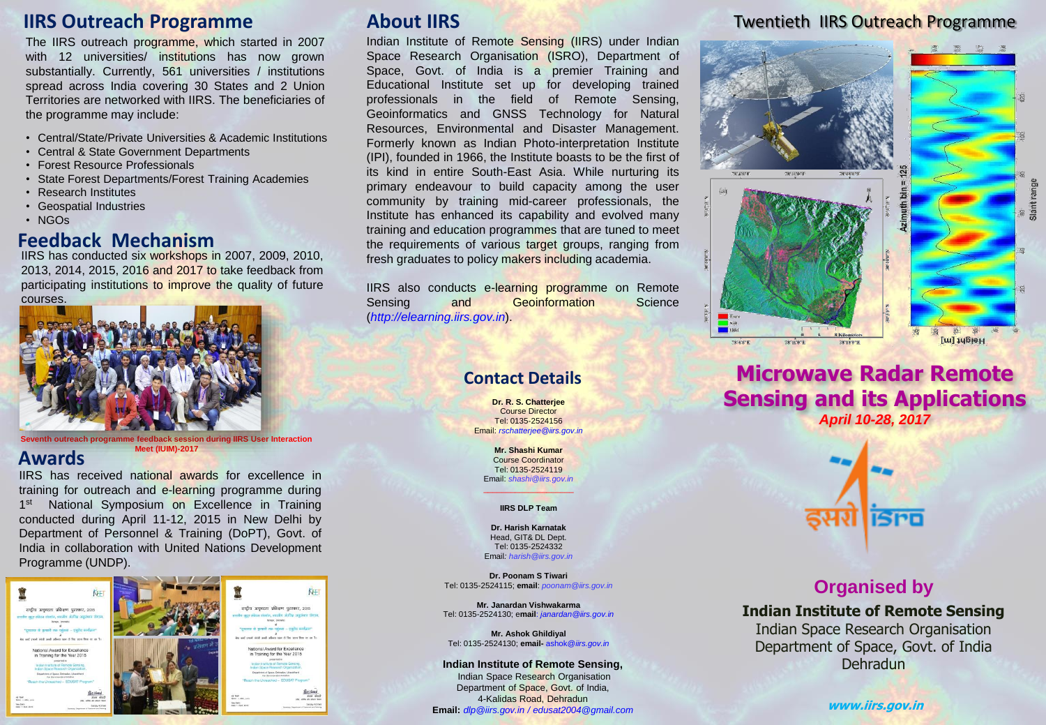## IIRS Outreach Programme

The IIRS outreach programme, which started in 2007 with 12 universities/ institutions has now grown substantially. Currently, 561 universities / institutions spread across India covering 30 States and 2 Union Territories are networked with IIRS. The beneficiaries of the programme may include:

- Central/State/Private Universities & Academic Institutions
- Central & State Government Departments
- Forest Resource Professionals
- State Forest Departments/Forest Training Academies
- Research Institutes
- Geospatial Industries
- NGOs

## Feedback Mechanism

IIRS has conducted six workshops in 2007, 2009, 2010, 2013, 2014, 2015, 2016 and 2017 to take feedback from participating institutions to improve the quality of future courses.

**Seventh outreach programme feedback session during IIRS User Interaction Meet (IUIM)-2017**

## Awards

IIRS has received national awards for excellence in training for outreach and e-learning programme during 1st National Symposium on Excellence in Training conducted during April 11-12, 2015 in New Delhi by Department of Personnel & Training (DoPT), Govt. of India in collaboration with United Nations Development Programme (UNDP).

## About IIRS

Indian Institute of Remote Sensing (IIRS) under Indian Space Research Organisation (ISRO), Department of Space, Govt. of India is a premier Training and Educational Institute set up for developing trained professionals in the field of Remote Sensing, Geoinformatics and GNSS Technology for Natural Resources, Environmental and Disaster Management. Formerly known as Indian Photo-interpretation Institute (IPI), founded in 1966, the Institute boasts to be the first of its kind in entire South-East Asia. While nurturing its primary endeavour to build capacity among the user community by training mid-career professionals, the Institute has enhanced its capability and evolved many training and education programmes that are tuned to meet the requirements of various target groups, ranging from fresh graduates to policy makers including academia.

IIRS also conducts e-learning programme on Remote Sensing and Geoinformation Science (*http://elearning.iirs.gov.in*).

## Contact Details

**Dr. R. S. Chatterjee**
Course Director
Tel: 0135-2524156
Email: *rschatterjee@iirs.gov.in*

**Mr. Shashi Kumar**
Course Coordinator
Tel: 0135-2524119
Email: *shashi@iirs.gov.in*

**IIRS DLP Team**

**Dr. Harish Karnatak**
Head, GIT& DL Dept.
Tel: 0135-2524332
Email: *harish@iirs.gov.in*

**Dr. Poonam S Tiwari**
Tel: 0135-2524115; **email**: *poonam@iirs.gov.in*

**Mr. Janardan Vishwakarma**
Tel: 0135-2524130; **email**: *janardan@iirs.gov.in*

**Mr. Ashok Ghildiyal**
Tel: 0135-2524130; **email-** ashok@iirs.gov.in

**Indian Institute of Remote Sensing,**
Indian Space Research Organisation
Department of Space, Govt. of India,
4-Kalidas Road, Dehradun
**Email:** *dlp@iirs.gov.in / edusat2004@gmail.com*

## Twentieth IIRS Outreach Programme

# Microwave Radar Remote Sensing and its Applications

***April 10-28, 2017***

## Organised by

**Indian Institute of Remote Sensing**
Indian Space Research Organisation
Department of Space, Govt. of India
Dehradun

***www.iirs.gov.in***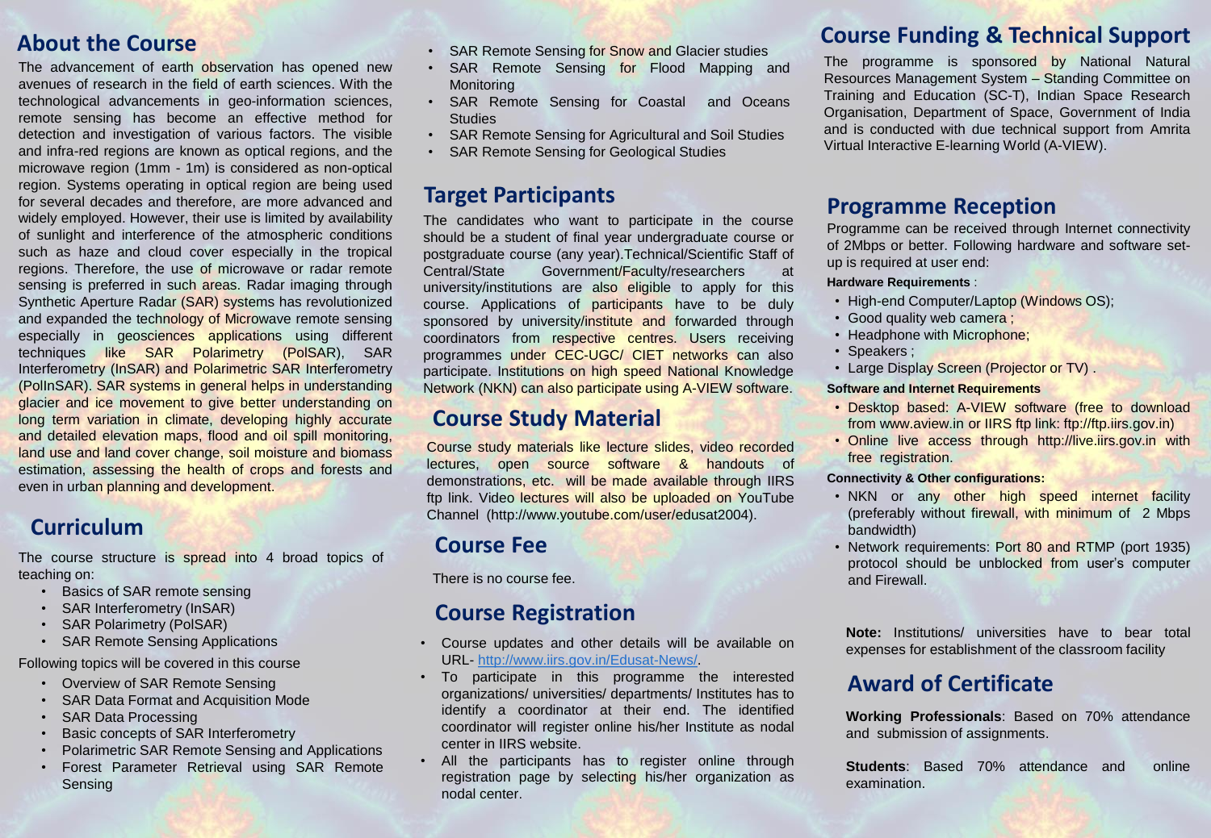## About the Course

The advancement of earth observation has opened new avenues of research in the field of earth sciences. With the technological advancements in geo-information sciences, remote sensing has become an effective method for detection and investigation of various factors. The visible and infra-red regions are known as optical regions, and the microwave region (1mm - 1m) is considered as non-optical region. Systems operating in optical region are being used for several decades and therefore, are more advanced and widely employed. However, their use is limited by availability of sunlight and interference of the atmospheric conditions such as haze and cloud cover especially in the tropical regions. Therefore, the use of microwave or radar remote sensing is preferred in such areas. Radar imaging through Synthetic Aperture Radar (SAR) systems has revolutionized and expanded the technology of Microwave remote sensing especially in geosciences applications using different techniques like SAR Polarimetry (PolSAR), SAR Interferometry (InSAR) and Polarimetric SAR Interferometry (PolInSAR). SAR systems in general helps in understanding glacier and ice movement to give better understanding on long term variation in climate, developing highly accurate and detailed elevation maps, flood and oil spill monitoring, land use and land cover change, soil moisture and biomass estimation, assessing the health of crops and forests and even in urban planning and development.

## Curriculum

The course structure is spread into 4 broad topics of teaching on:

- Basics of SAR remote sensing
- SAR Interferometry (InSAR)
- SAR Polarimetry (PolSAR)
- SAR Remote Sensing Applications

Following topics will be covered in this course

- Overview of SAR Remote Sensing
- SAR Data Format and Acquisition Mode
- SAR Data Processing
- Basic concepts of SAR Interferometry
- Polarimetric SAR Remote Sensing and Applications
- Forest Parameter Retrieval using SAR Remote Sensing
- SAR Remote Sensing for Snow and Glacier studies
- SAR Remote Sensing for Flood Mapping and Monitoring
- SAR Remote Sensing for Coastal and Oceans Studies
- SAR Remote Sensing for Agricultural and Soil Studies
- SAR Remote Sensing for Geological Studies

## Target Participants

The candidates who want to participate in the course should be a student of final year undergraduate course or postgraduate course (any year).Technical/Scientific Staff of Central/State Government/Faculty/researchers at university/institutions are also eligible to apply for this course. Applications of participants have to be duly sponsored by university/institute and forwarded through coordinators from respective centres. Users receiving programmes under CEC-UGC/ CIET networks can also participate. Institutions on high speed National Knowledge Network (NKN) can also participate using A-VIEW software.

## Course Study Material

Course study materials like lecture slides, video recorded lectures, open source software & handouts of demonstrations, etc. will be made available through IIRS ftp link. Video lectures will also be uploaded on YouTube Channel (http://www.youtube.com/user/edusat2004).

## Course Fee

There is no course fee.

## Course Registration

- Course updates and other details will be available on URL- http://www.iirs.gov.in/Edusat-News/.
- To participate in this programme the interested organizations/ universities/ departments/ Institutes has to identify a coordinator at their end. The identified coordinator will register online his/her Institute as nodal center in IIRS website.
- All the participants has to register online through registration page by selecting his/her organization as nodal center.

## Course Funding & Technical Support

The programme is sponsored by National Natural Resources Management System – Standing Committee on Training and Education (SC-T), Indian Space Research Organisation, Department of Space, Government of India and is conducted with due technical support from Amrita Virtual Interactive E-learning World (A-VIEW).

## Programme Reception

Programme can be received through Internet connectivity of 2Mbps or better. Following hardware and software set-up is required at user end:

**Hardware Requirements** :

- High-end Computer/Laptop (Windows OS);
- Good quality web camera ;
- Headphone with Microphone;
- Speakers ;
- Large Display Screen (Projector or TV) .

**Software and Internet Requirements**

- Desktop based: A-VIEW software (free to download from www.aview.in or IIRS ftp link: ftp://ftp.iirs.gov.in)
- Online live access through http://live.iirs.gov.in with free registration.

**Connectivity & Other configurations:**

- NKN or any other high speed internet facility (preferably without firewall, with minimum of 2 Mbps bandwidth)
- Network requirements: Port 80 and RTMP (port 1935) protocol should be unblocked from user's computer and Firewall.

**Note:** Institutions/ universities have to bear total expenses for establishment of the classroom facility

## Award of Certificate

**Working Professionals**: Based on 70% attendance and submission of assignments.

**Students**: Based 70% attendance and online examination.